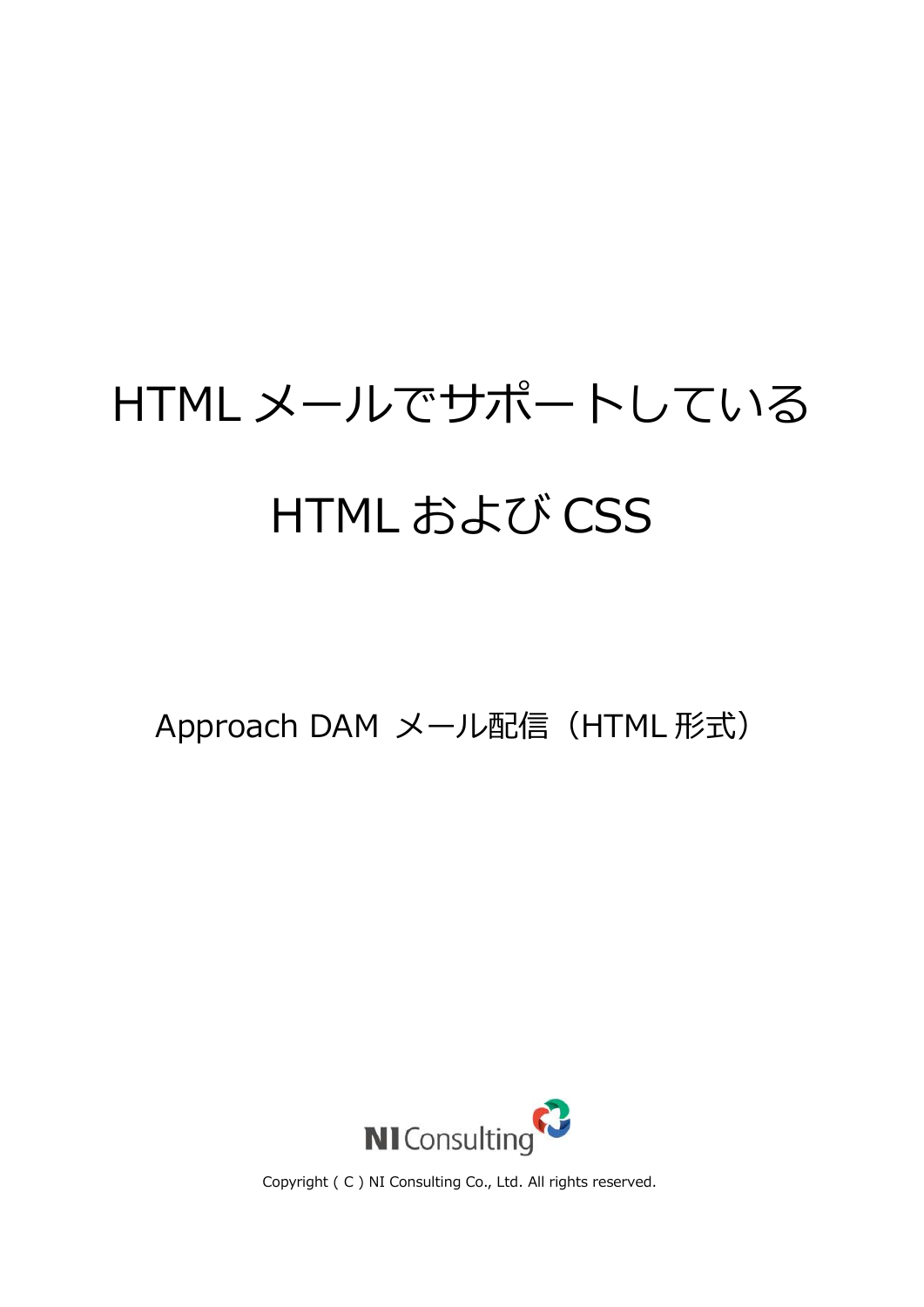# HTML メールでサポートしている HTML および CSS

Approach DAM メール配信（HTML 形式）

NI Consulting

Copyright ( C ) NI Consulting Co., Ltd. All rights reserved.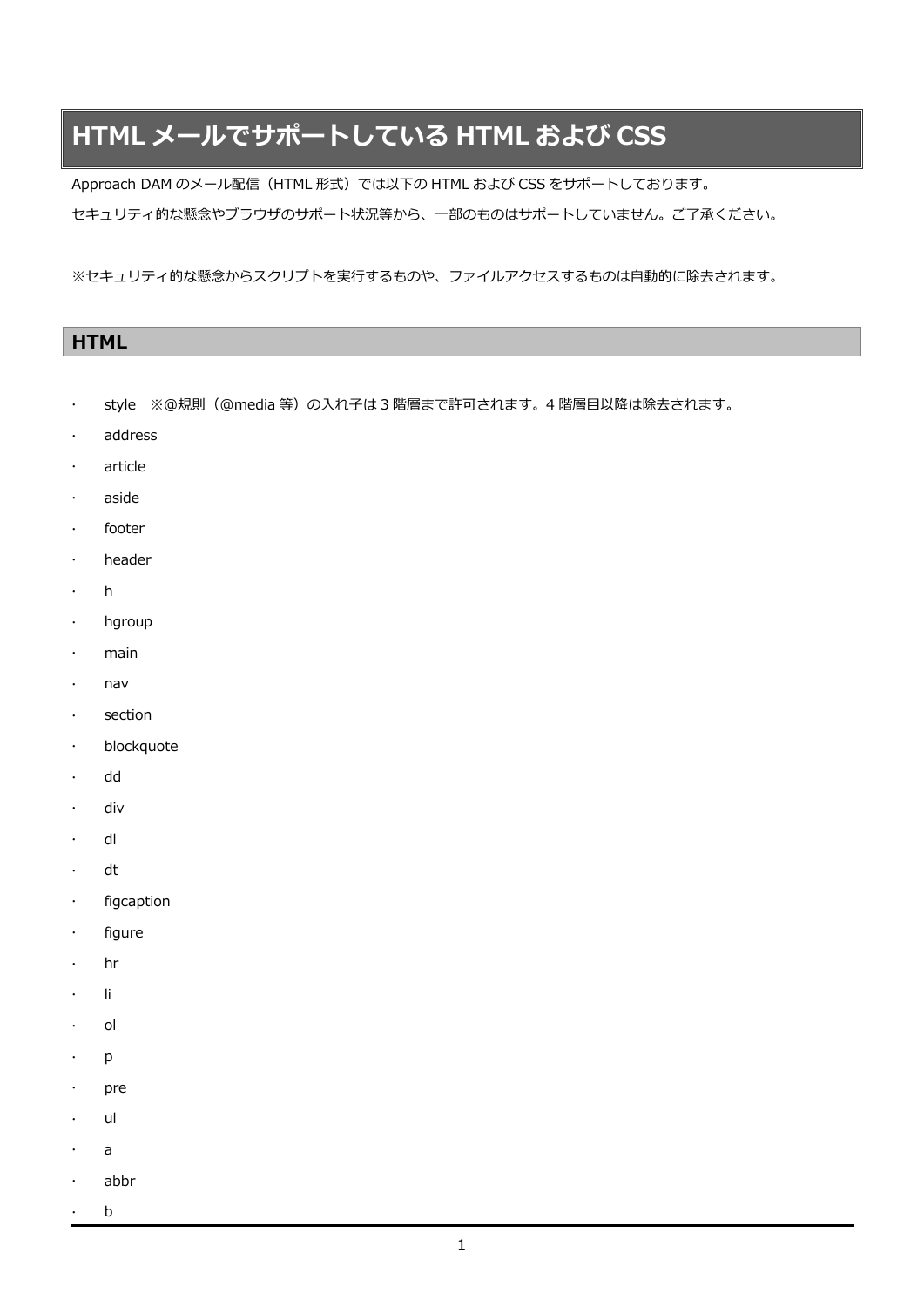# HTML メールでサポートしている HTML および CSS

Approach DAM のメール配信（HTML 形式）では以下の HTML および CSS をサポートしております。

セキュリティ的な懸念やブラウザのサポート状況等から、一部のものはサポートしていません。ご了承ください。

※セキュリティ的な懸念からスクリプトを実行するものや、ファイルアクセスするものは自動的に除去されます。

## HTML

- style　※@規則（@media 等）の入れ子は 3 階層まで許可されます。4 階層目以降は除去されます。
- address
- article
- aside
- footer
- header
- h
- hgroup
- main
- nav
- section
- blockquote
- dd
- div
- dl
- dt
- figcaption
- figure
- hr
- li
- ol
- p
- pre
- ul
- a
- abbr
- b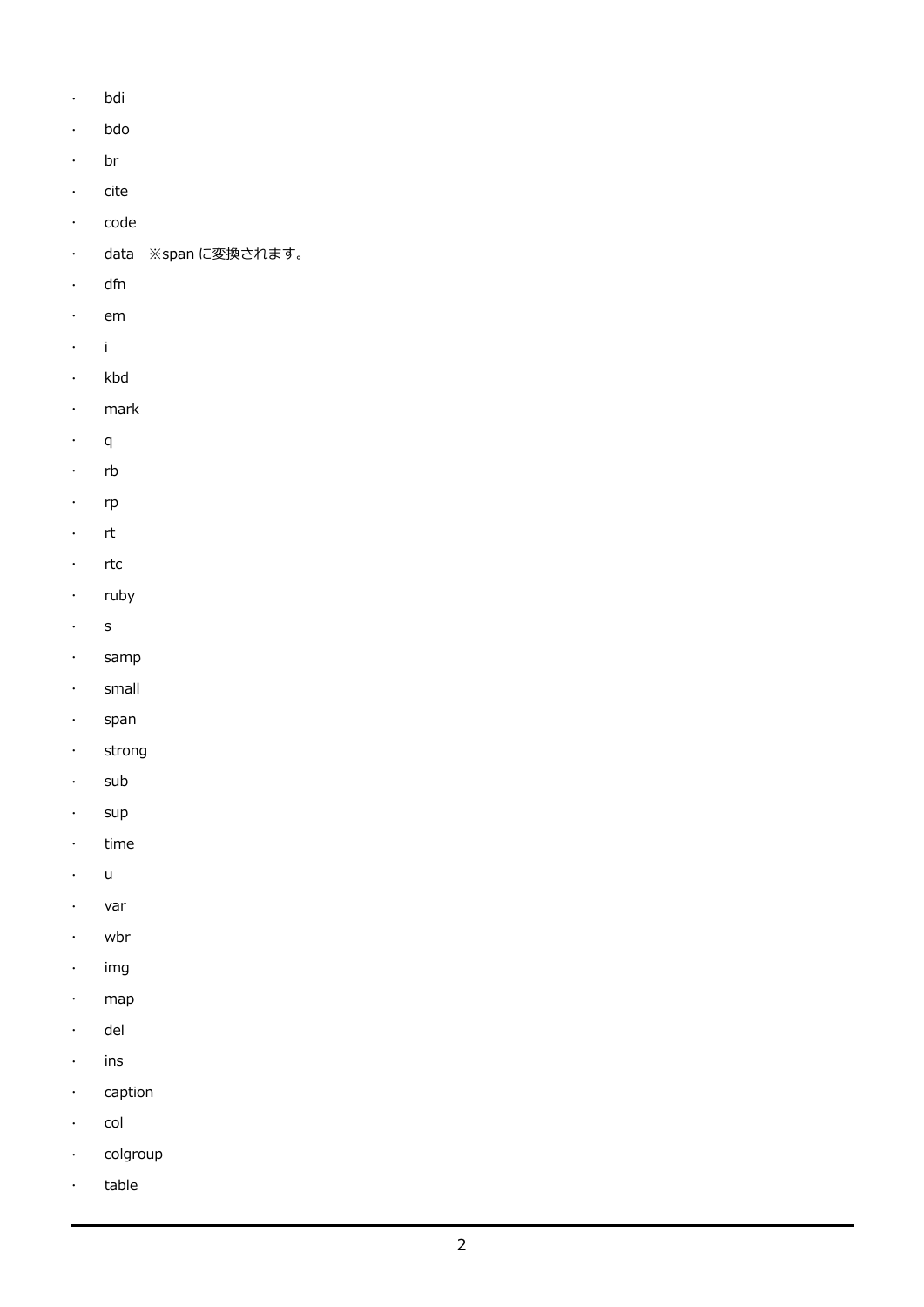- bdi
- bdo
- br
- cite
- code
- data　※span に変換されます。
- dfn
- em
- i
- kbd
- mark
- q
- rb
- rp
- rt
- rtc
- ruby
- s
- samp
- small
- span
- strong
- sub
- sup
- time
- u
- var
- wbr
- img
- map
- del
- ins
- caption
- col
- colgroup
- table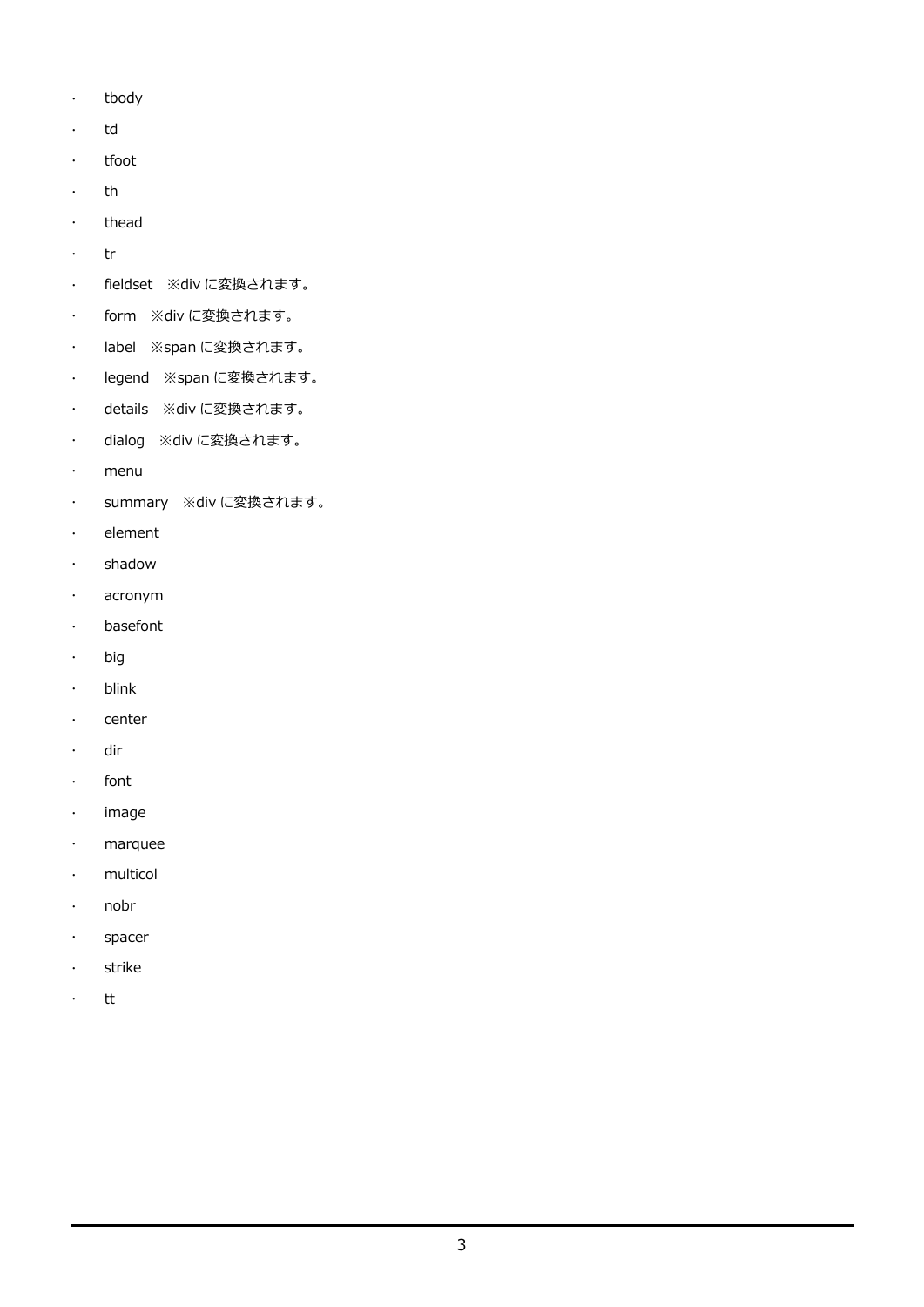- tbody
- td
- tfoot
- th
- thead
- tr
- fieldset　※div に変換されます。
- form　※div に変換されます。
- label　※span に変換されます。
- legend　※span に変換されます。
- details　※div に変換されます。
- dialog　※div に変換されます。
- menu
- summary　※div に変換されます。
- element
- shadow
- acronym
- basefont
- big
- blink
- center
- dir
- font
- image
- marquee
- multicol
- nobr
- spacer
- strike
- tt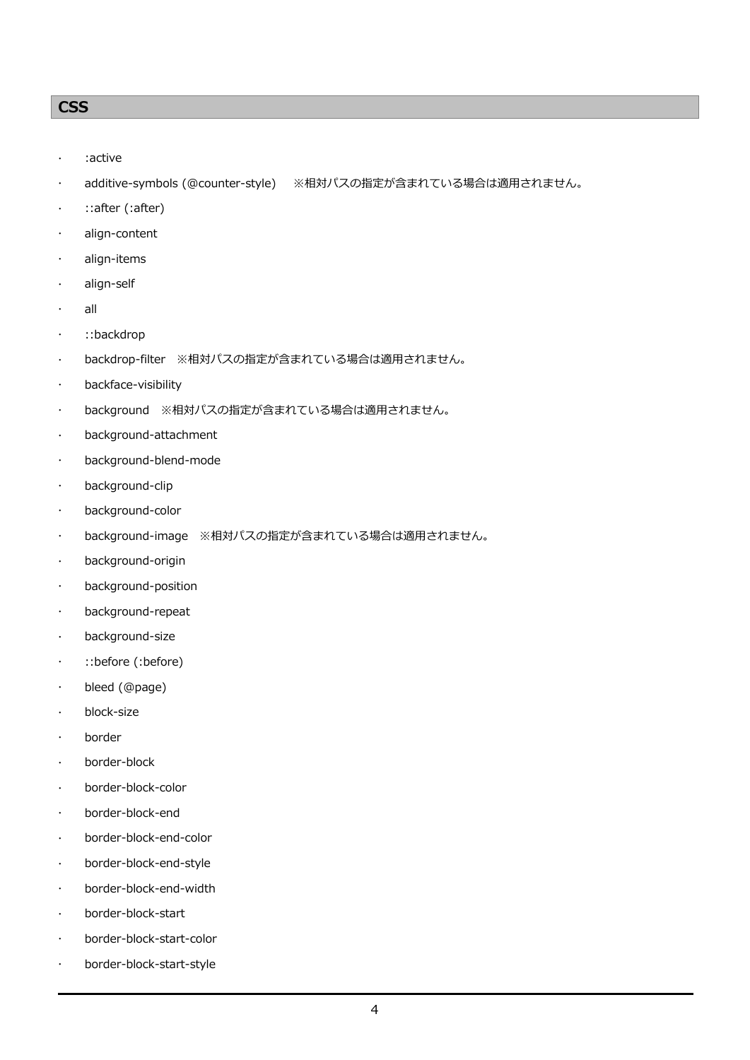## CSS

- :active
- additive-symbols (@counter-style)　※相対パスの指定が含まれている場合は適用されません。
- ::after (:after)
- align-content
- align-items
- align-self
- all
- ::backdrop
- backdrop-filter　※相対パスの指定が含まれている場合は適用されません。
- backface-visibility
- background　※相対パスの指定が含まれている場合は適用されません。
- background-attachment
- background-blend-mode
- background-clip
- background-color
- background-image　※相対パスの指定が含まれている場合は適用されません。
- background-origin
- background-position
- background-repeat
- background-size
- ::before (:before)
- bleed (@page)
- block-size
- border
- border-block
- border-block-color
- border-block-end
- border-block-end-color
- border-block-end-style
- border-block-end-width
- border-block-start
- border-block-start-color
- border-block-start-style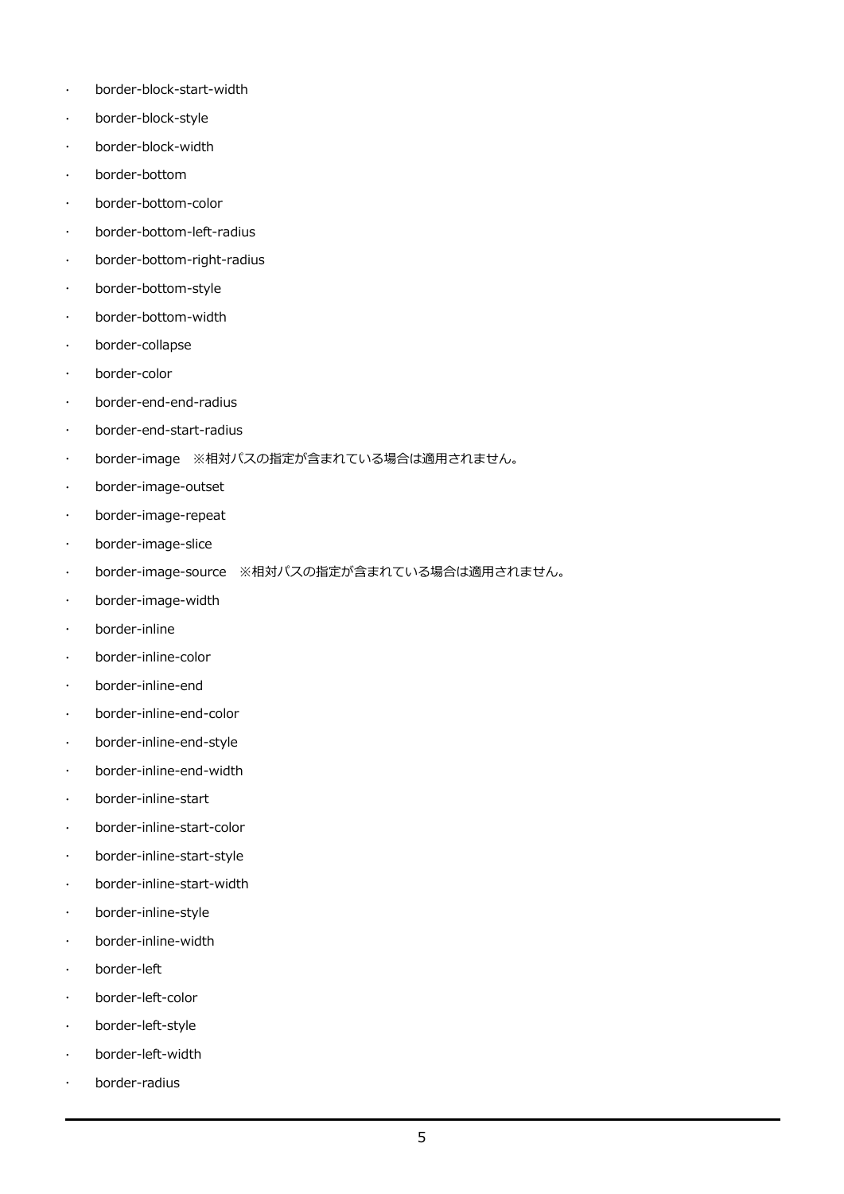- border-block-start-width
- border-block-style
- border-block-width
- border-bottom
- border-bottom-color
- border-bottom-left-radius
- border-bottom-right-radius
- border-bottom-style
- border-bottom-width
- border-collapse
- border-color
- border-end-end-radius
- border-end-start-radius
- border-image　※相対パスの指定が含まれている場合は適用されません。
- border-image-outset
- border-image-repeat
- border-image-slice
- border-image-source　※相対パスの指定が含まれている場合は適用されません。
- border-image-width
- border-inline
- border-inline-color
- border-inline-end
- border-inline-end-color
- border-inline-end-style
- border-inline-end-width
- border-inline-start
- border-inline-start-color
- border-inline-start-style
- border-inline-start-width
- border-inline-style
- border-inline-width
- border-left
- border-left-color
- border-left-style
- border-left-width
- border-radius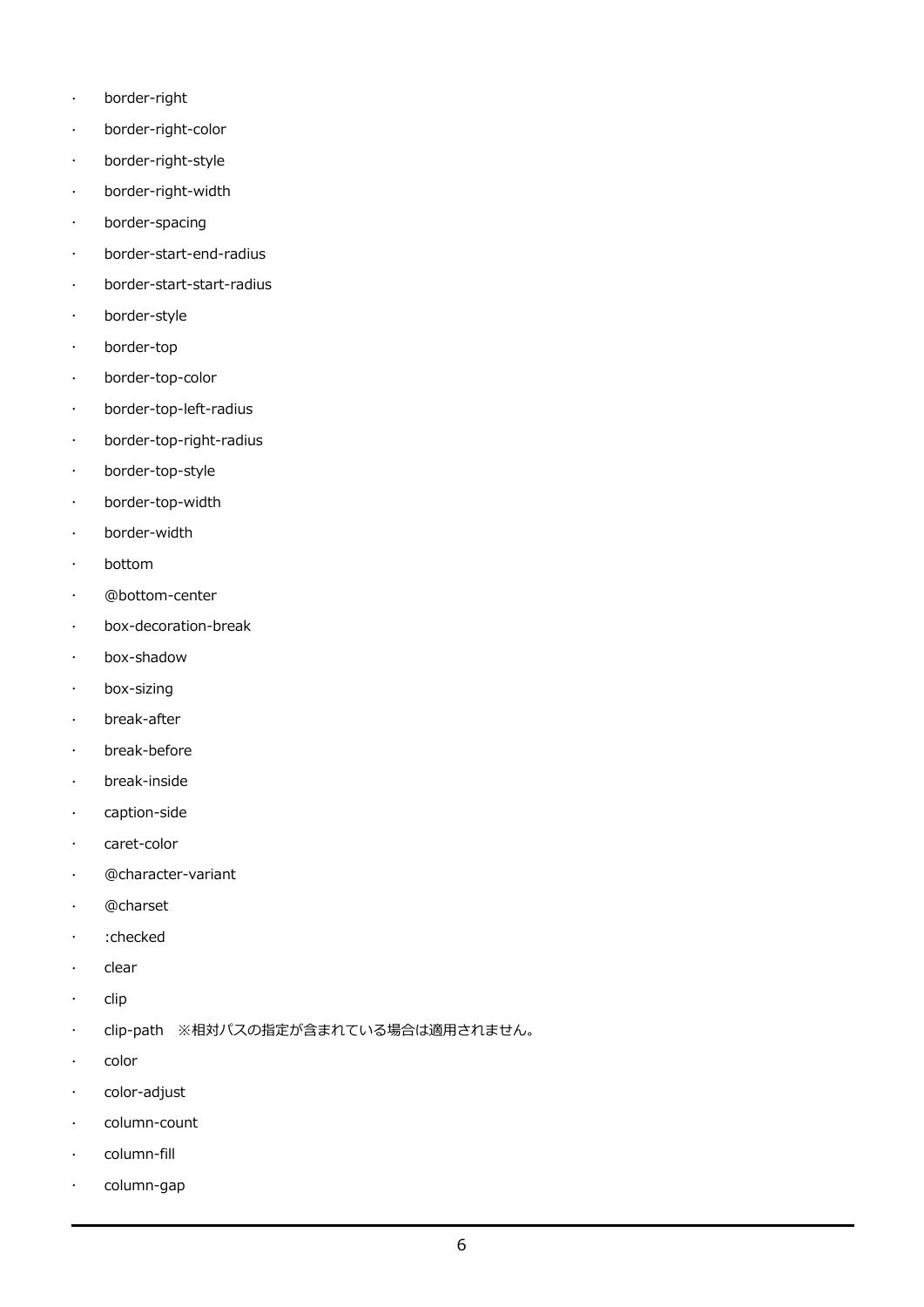- border-right
- border-right-color
- border-right-style
- border-right-width
- border-spacing
- border-start-end-radius
- border-start-start-radius
- border-style
- border-top
- border-top-color
- border-top-left-radius
- border-top-right-radius
- border-top-style
- border-top-width
- border-width
- bottom
- @bottom-center
- box-decoration-break
- box-shadow
- box-sizing
- break-after
- break-before
- break-inside
- caption-side
- caret-color
- @character-variant
- @charset
- :checked
- clear
- clip
- clip-path　※相対パスの指定が含まれている場合は適用されません。
- color
- color-adjust
- column-count
- column-fill
- column-gap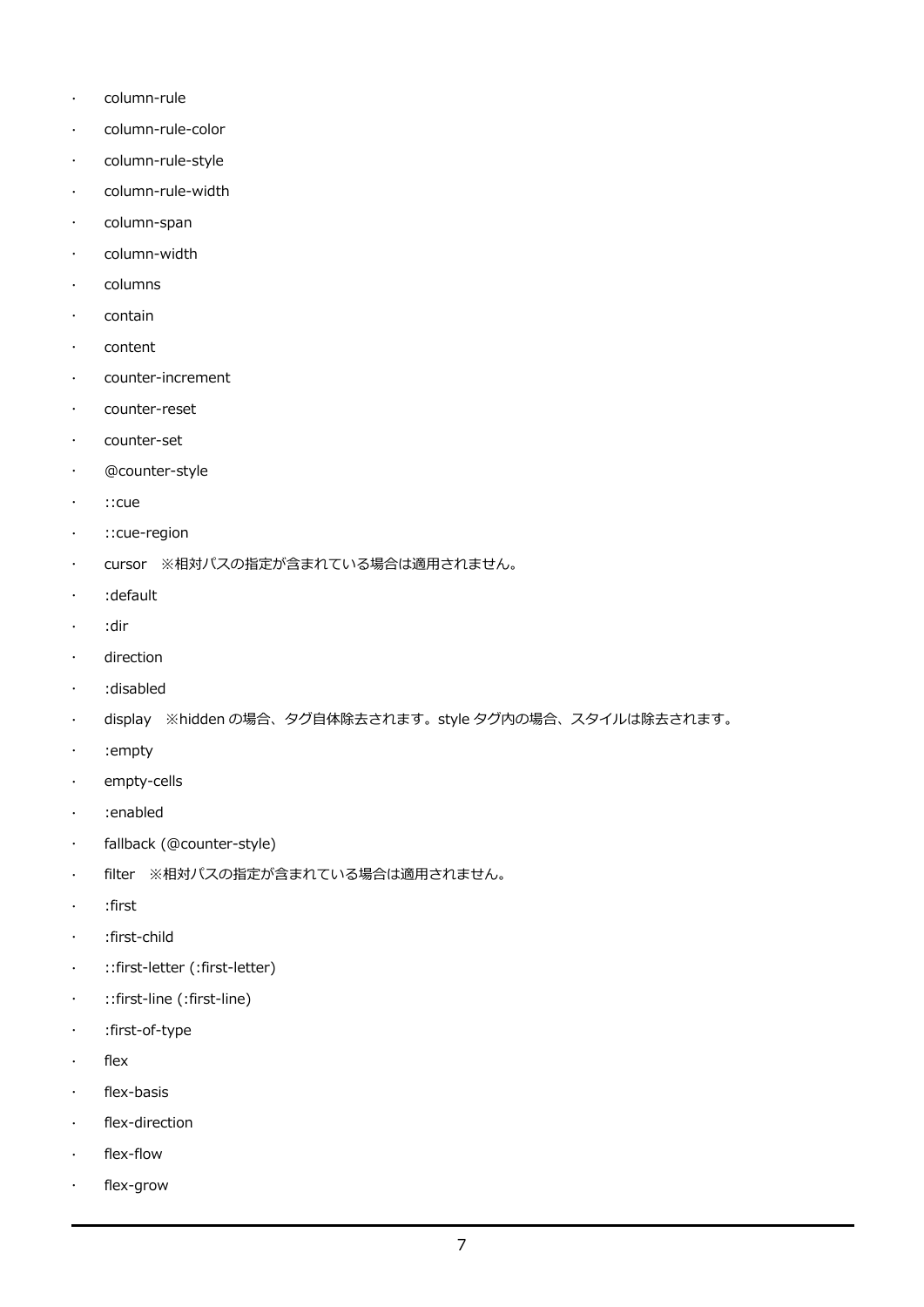- column-rule
- column-rule-color
- column-rule-style
- column-rule-width
- column-span
- column-width
- columns
- contain
- content
- counter-increment
- counter-reset
- counter-set
- @counter-style
- ::cue
- ::cue-region
- cursor　※相対パスの指定が含まれている場合は適用されません。
- :default
- :dir
- direction
- :disabled
- display　※hidden の場合、タグ自体除去されます。style タグ内の場合、スタイルは除去されます。
- :empty
- empty-cells
- :enabled
- fallback (@counter-style)
- filter　※相対パスの指定が含まれている場合は適用されません。
- :first
- :first-child
- ::first-letter (:first-letter)
- ::first-line (:first-line)
- :first-of-type
- flex
- flex-basis
- flex-direction
- flex-flow
- flex-grow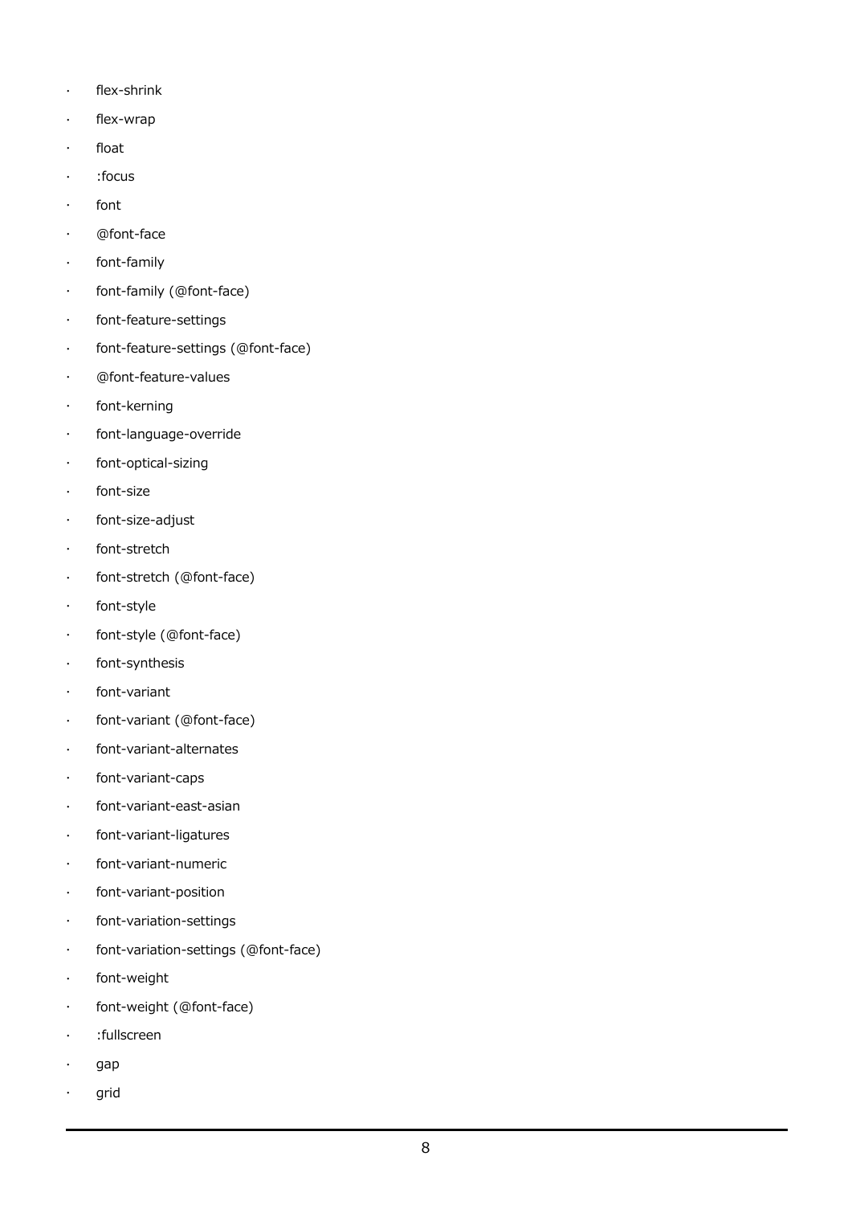- flex-shrink
- flex-wrap
- float
- :focus
- font
- @font-face
- font-family
- font-family (@font-face)
- font-feature-settings
- font-feature-settings (@font-face)
- @font-feature-values
- font-kerning
- font-language-override
- font-optical-sizing
- font-size
- font-size-adjust
- font-stretch
- font-stretch (@font-face)
- font-style
- font-style (@font-face)
- font-synthesis
- font-variant
- font-variant (@font-face)
- font-variant-alternates
- font-variant-caps
- font-variant-east-asian
- font-variant-ligatures
- font-variant-numeric
- font-variant-position
- font-variation-settings
- font-variation-settings (@font-face)
- font-weight
- font-weight (@font-face)
- :fullscreen
- gap
- grid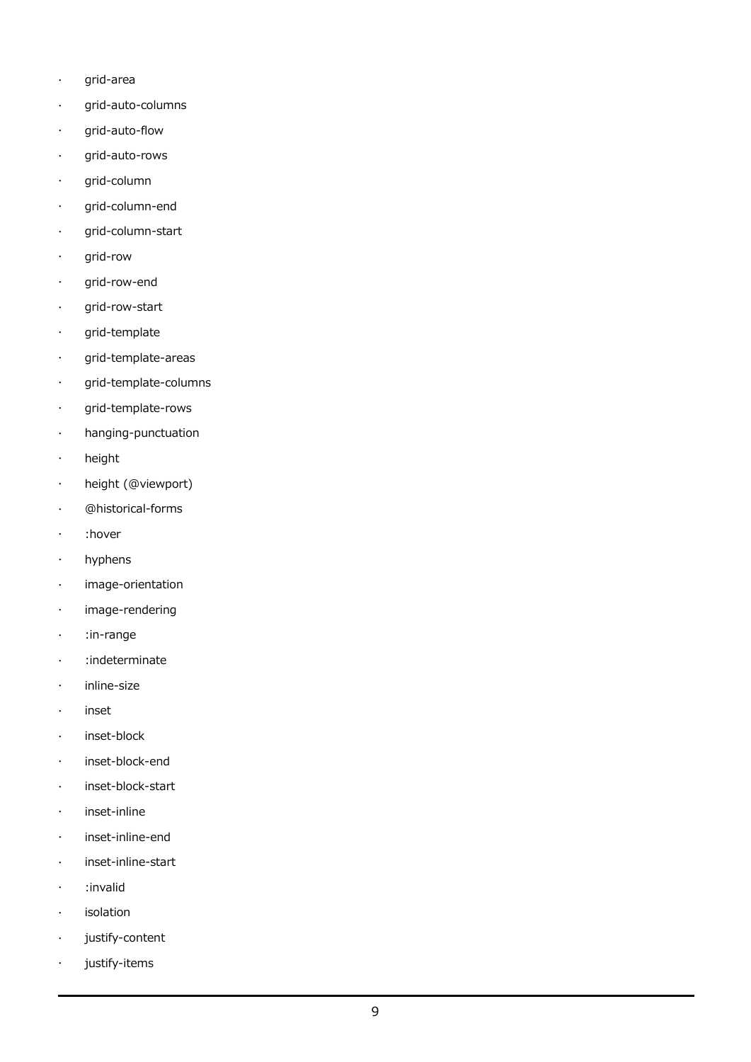- grid-area
- grid-auto-columns
- grid-auto-flow
- grid-auto-rows
- grid-column
- grid-column-end
- grid-column-start
- grid-row
- grid-row-end
- grid-row-start
- grid-template
- grid-template-areas
- grid-template-columns
- grid-template-rows
- hanging-punctuation
- height
- height (@viewport)
- @historical-forms
- :hover
- hyphens
- image-orientation
- image-rendering
- :in-range
- :indeterminate
- inline-size
- inset
- inset-block
- inset-block-end
- inset-block-start
- inset-inline
- inset-inline-end
- inset-inline-start
- :invalid
- isolation
- justify-content
- justify-items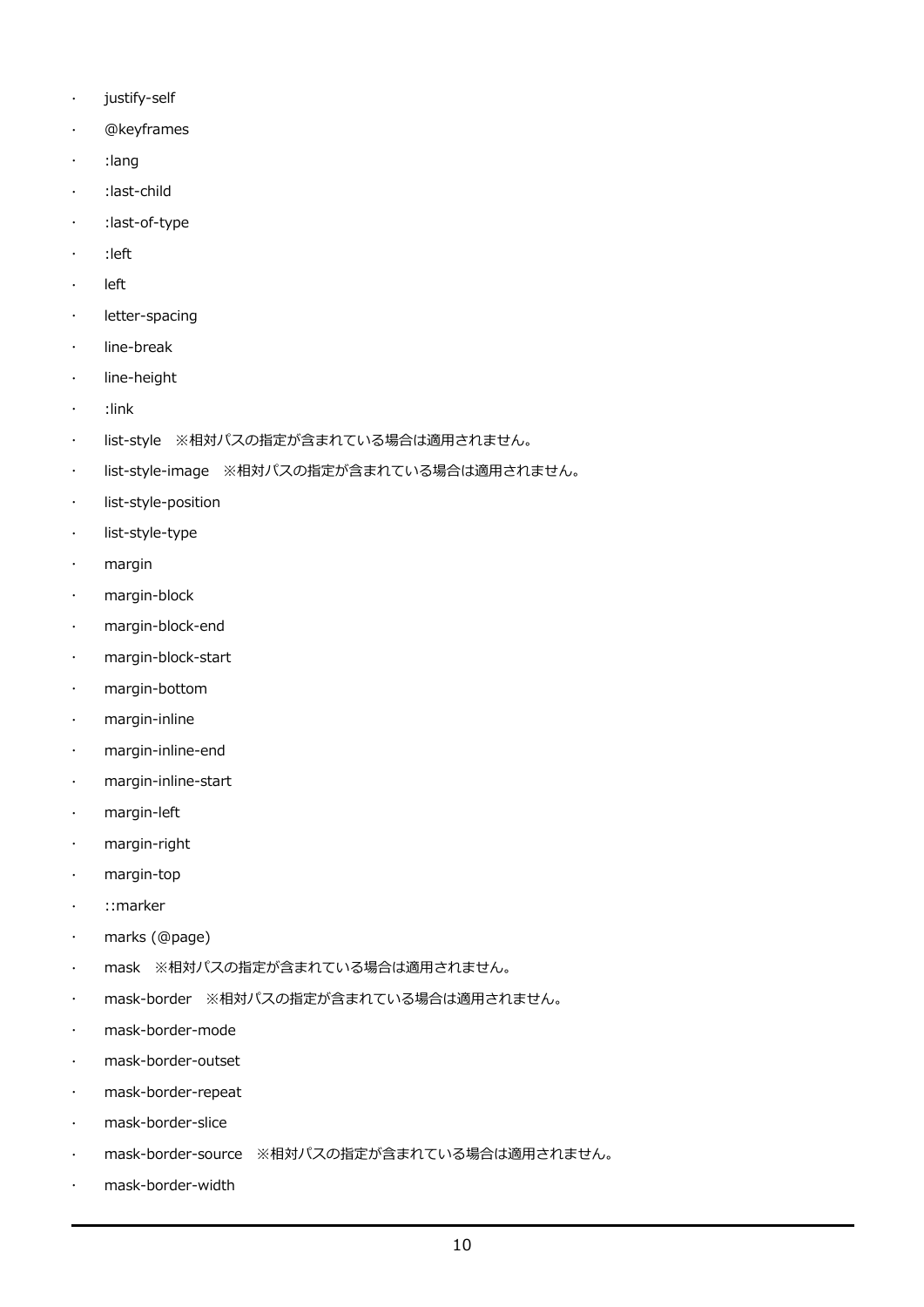- justify-self
- @keyframes
- :lang
- :last-child
- :last-of-type
- :left
- left
- letter-spacing
- line-break
- line-height
- :link
- list-style　※相対パスの指定が含まれている場合は適用されません。
- list-style-image　※相対パスの指定が含まれている場合は適用されません。
- list-style-position
- list-style-type
- margin
- margin-block
- margin-block-end
- margin-block-start
- margin-bottom
- margin-inline
- margin-inline-end
- margin-inline-start
- margin-left
- margin-right
- margin-top
- ::marker
- marks (@page)
- mask　※相対パスの指定が含まれている場合は適用されません。
- mask-border　※相対パスの指定が含まれている場合は適用されません。
- mask-border-mode
- mask-border-outset
- mask-border-repeat
- mask-border-slice
- mask-border-source　※相対パスの指定が含まれている場合は適用されません。
- mask-border-width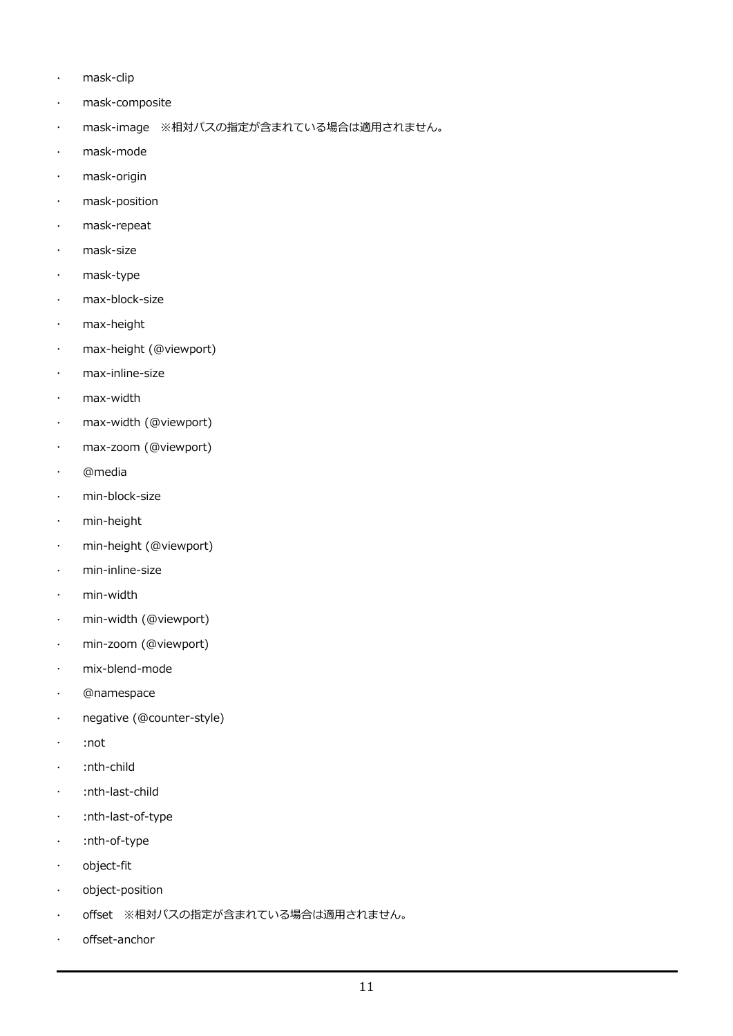- mask-clip
- mask-composite
- mask-image　※相対パスの指定が含まれている場合は適用されません。
- mask-mode
- mask-origin
- mask-position
- mask-repeat
- mask-size
- mask-type
- max-block-size
- max-height
- max-height (@viewport)
- max-inline-size
- max-width
- max-width (@viewport)
- max-zoom (@viewport)
- @media
- min-block-size
- min-height
- min-height (@viewport)
- min-inline-size
- min-width
- min-width (@viewport)
- min-zoom (@viewport)
- mix-blend-mode
- @namespace
- negative (@counter-style)
- :not
- :nth-child
- :nth-last-child
- :nth-last-of-type
- :nth-of-type
- object-fit
- object-position
- offset　※相対パスの指定が含まれている場合は適用されません。
- offset-anchor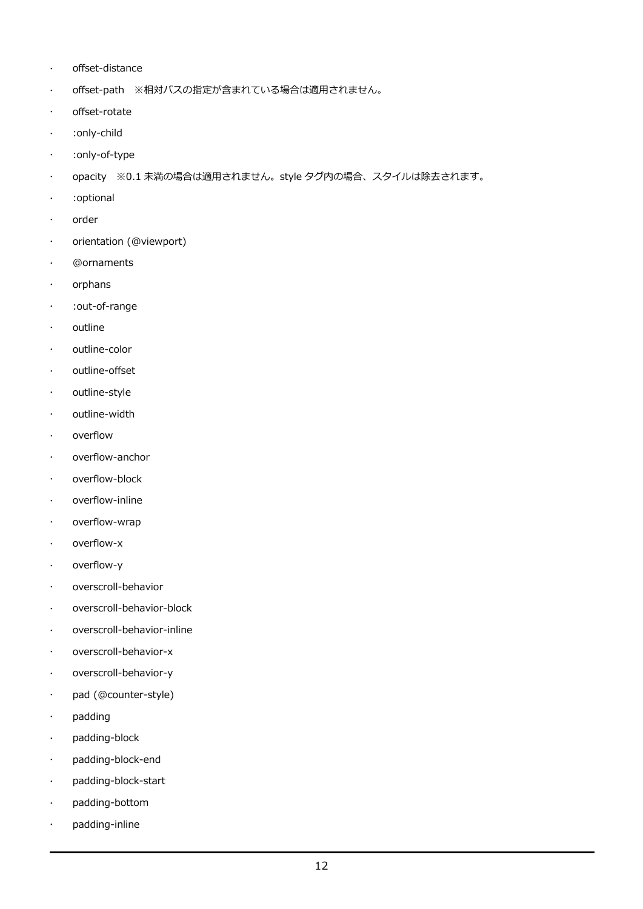- offset-distance
- offset-path　※相対パスの指定が含まれている場合は適用されません。
- offset-rotate
- :only-child
- :only-of-type
- opacity　※0.1 未満の場合は適用されません。style タグ内の場合、スタイルは除去されます。
- :optional
- order
- orientation (@viewport)
- @ornaments
- orphans
- :out-of-range
- outline
- outline-color
- outline-offset
- outline-style
- outline-width
- overflow
- overflow-anchor
- overflow-block
- overflow-inline
- overflow-wrap
- overflow-x
- overflow-y
- overscroll-behavior
- overscroll-behavior-block
- overscroll-behavior-inline
- overscroll-behavior-x
- overscroll-behavior-y
- pad (@counter-style)
- padding
- padding-block
- padding-block-end
- padding-block-start
- padding-bottom
- padding-inline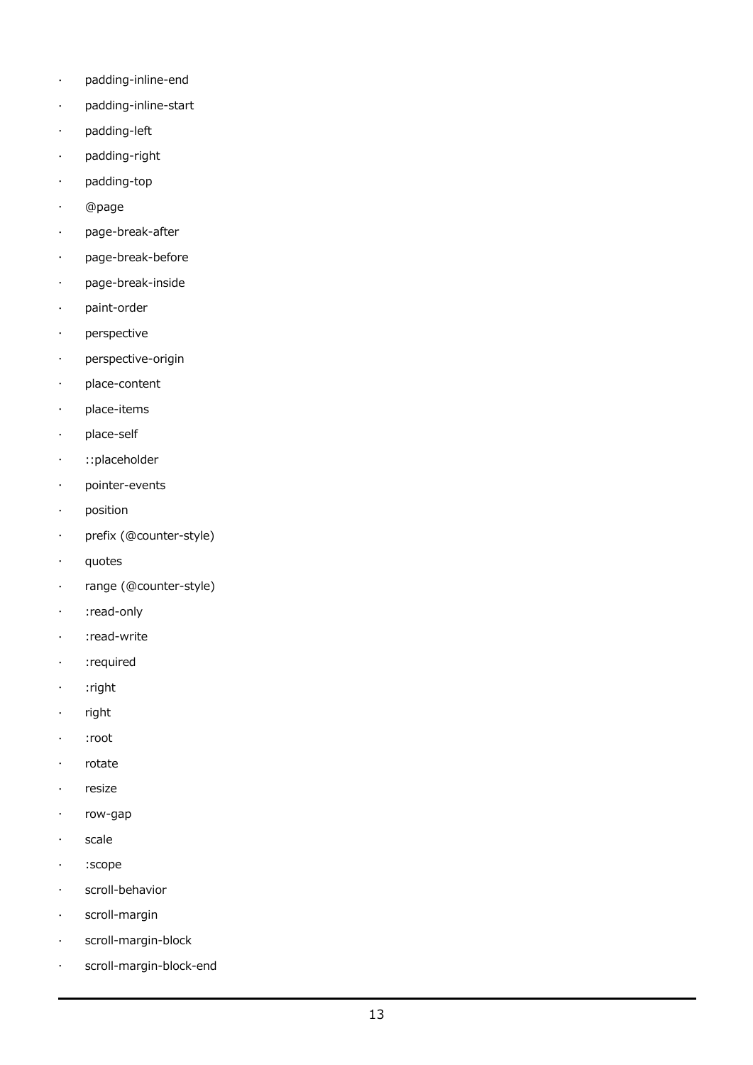- padding-inline-end
- padding-inline-start
- padding-left
- padding-right
- padding-top
- @page
- page-break-after
- page-break-before
- page-break-inside
- paint-order
- perspective
- perspective-origin
- place-content
- place-items
- place-self
- ::placeholder
- pointer-events
- position
- prefix (@counter-style)
- quotes
- range (@counter-style)
- :read-only
- :read-write
- :required
- :right
- right
- :root
- rotate
- resize
- row-gap
- scale
- :scope
- scroll-behavior
- scroll-margin
- scroll-margin-block
- scroll-margin-block-end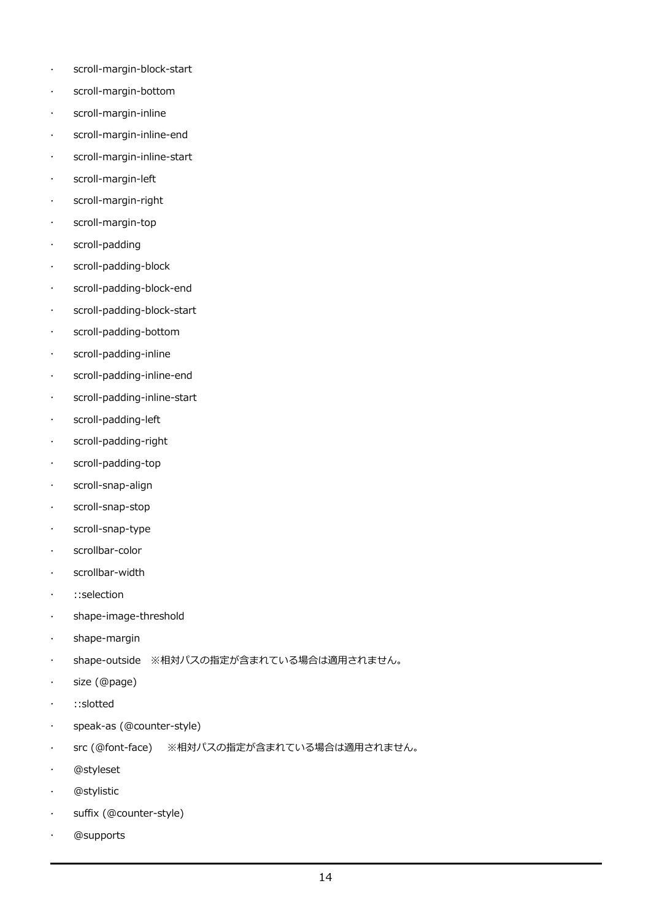- scroll-margin-block-start
- scroll-margin-bottom
- scroll-margin-inline
- scroll-margin-inline-end
- scroll-margin-inline-start
- scroll-margin-left
- scroll-margin-right
- scroll-margin-top
- scroll-padding
- scroll-padding-block
- scroll-padding-block-end
- scroll-padding-block-start
- scroll-padding-bottom
- scroll-padding-inline
- scroll-padding-inline-end
- scroll-padding-inline-start
- scroll-padding-left
- scroll-padding-right
- scroll-padding-top
- scroll-snap-align
- scroll-snap-stop
- scroll-snap-type
- scrollbar-color
- scrollbar-width
- ::selection
- shape-image-threshold
- shape-margin
- shape-outside　※相対パスの指定が含まれている場合は適用されません。
- size (@page)
- ::slotted
- speak-as (@counter-style)
- src (@font-face)　 ※相対パスの指定が含まれている場合は適用されません。
- @styleset
- @stylistic
- suffix (@counter-style)
- @supports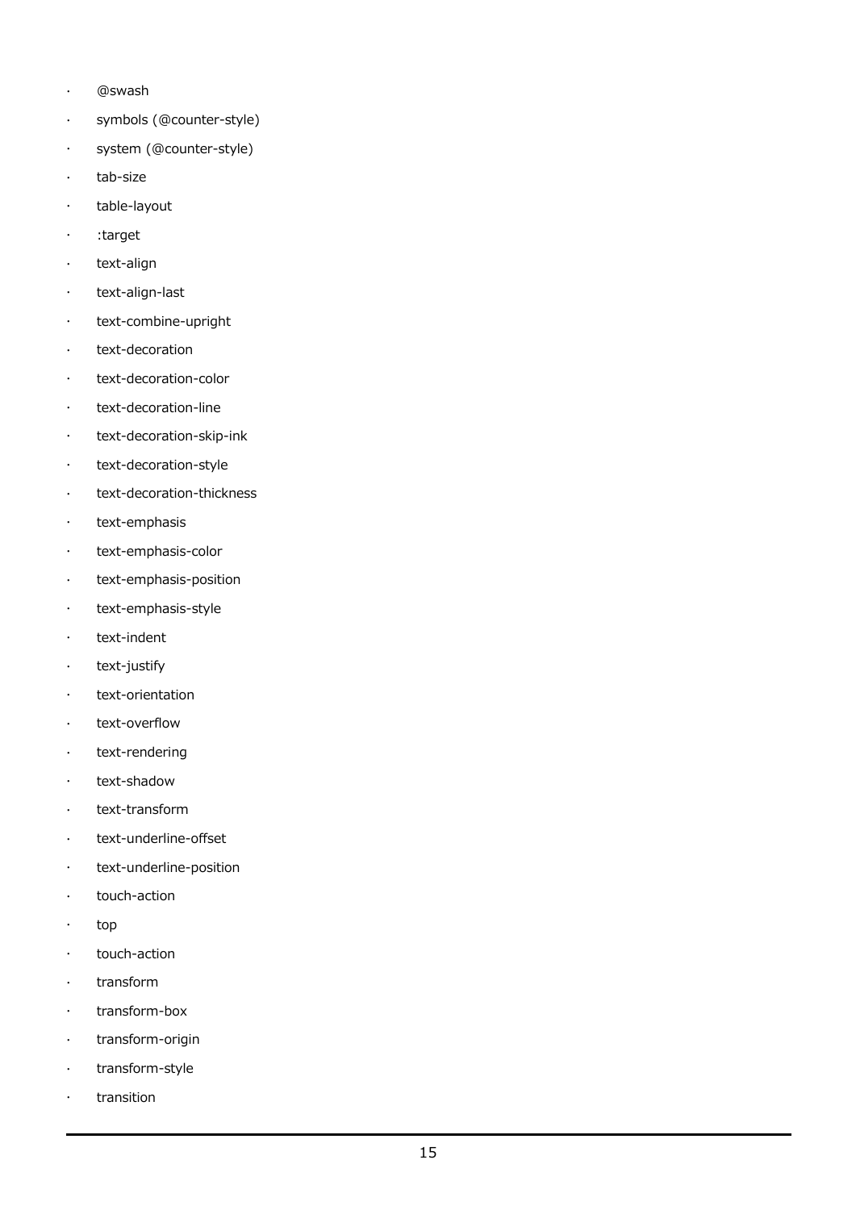- @swash
- symbols (@counter-style)
- system (@counter-style)
- tab-size
- table-layout
- :target
- text-align
- text-align-last
- text-combine-upright
- text-decoration
- text-decoration-color
- text-decoration-line
- text-decoration-skip-ink
- text-decoration-style
- text-decoration-thickness
- text-emphasis
- text-emphasis-color
- text-emphasis-position
- text-emphasis-style
- text-indent
- text-justify
- text-orientation
- text-overflow
- text-rendering
- text-shadow
- text-transform
- text-underline-offset
- text-underline-position
- touch-action
- top
- touch-action
- transform
- transform-box
- transform-origin
- transform-style
- transition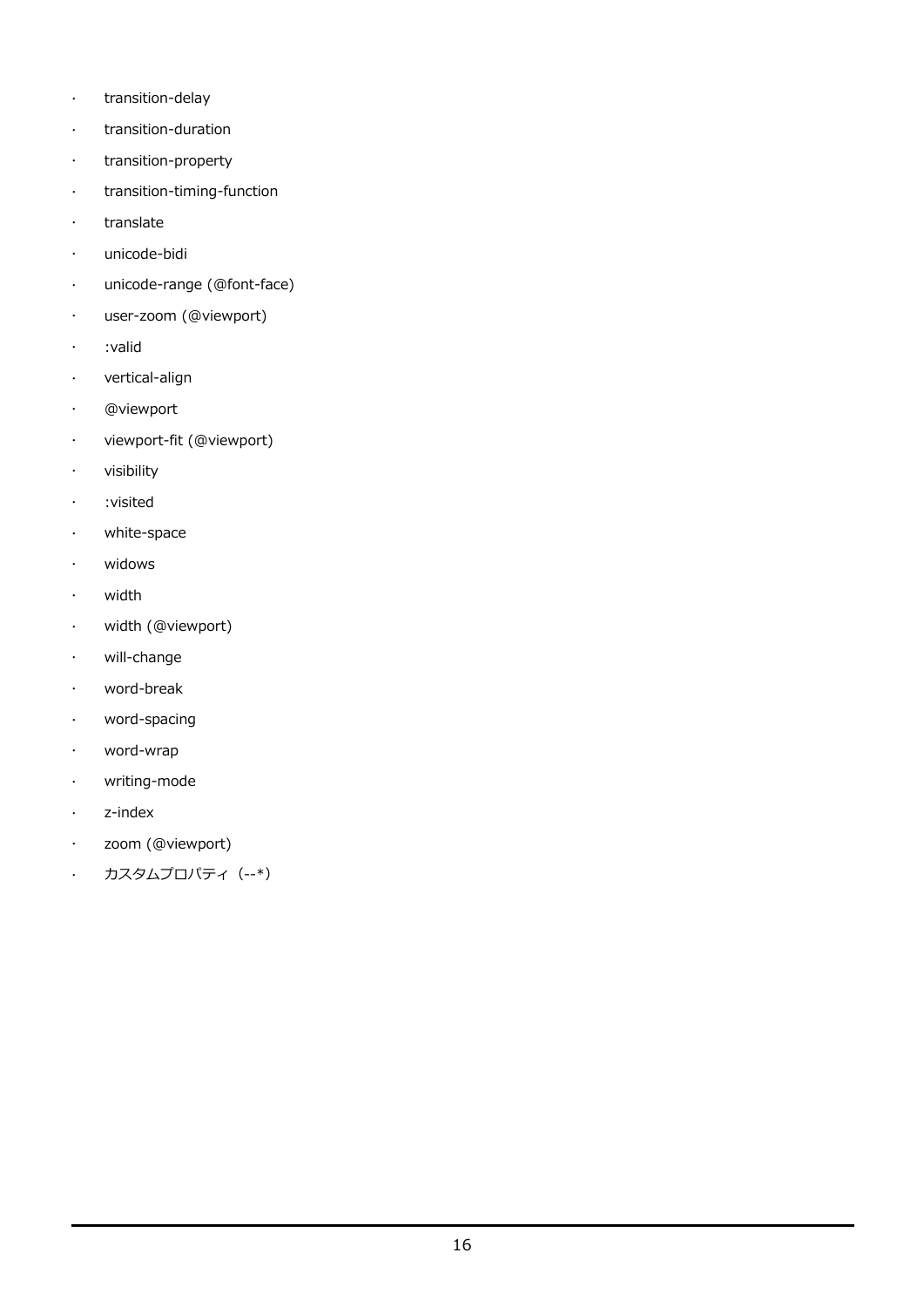- transition-delay
- transition-duration
- transition-property
- transition-timing-function
- translate
- unicode-bidi
- unicode-range (@font-face)
- user-zoom (@viewport)
- :valid
- vertical-align
- @viewport
- viewport-fit (@viewport)
- visibility
- :visited
- white-space
- widows
- width
- width (@viewport)
- will-change
- word-break
- word-spacing
- word-wrap
- writing-mode
- z-index
- zoom (@viewport)
- カスタムプロパティ（--*）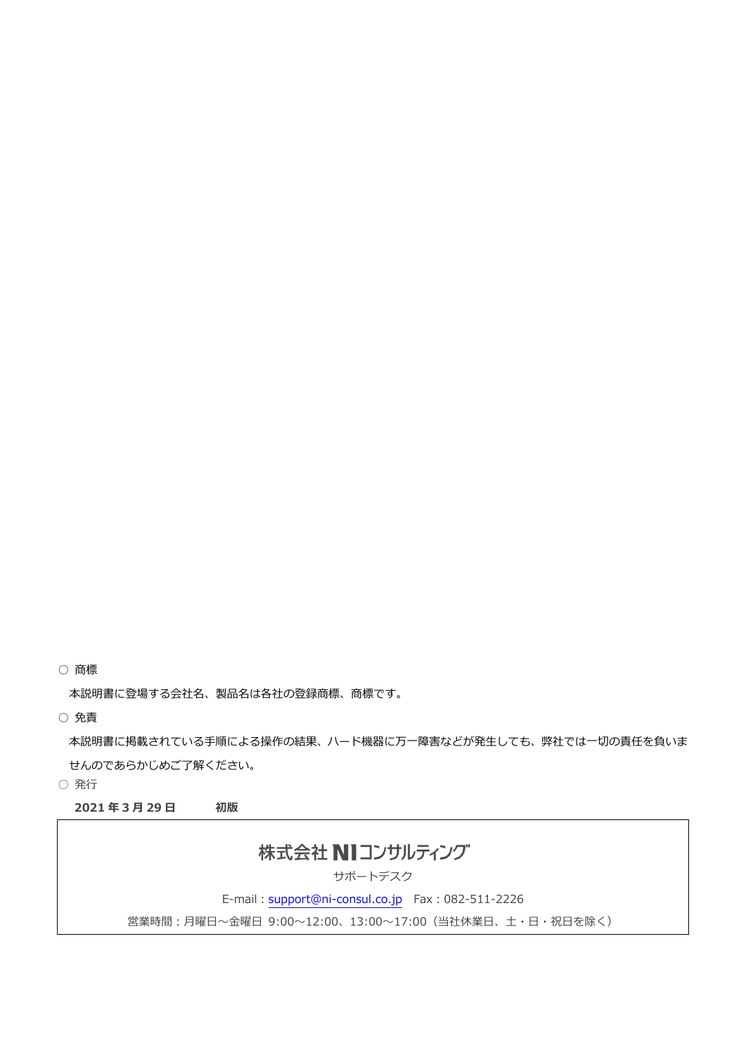○ 商標

本説明書に登場する会社名、製品名は各社の登録商標、商標です。

○ 免責

本説明書に掲載されている手順による操作の結果、ハード機器に万一障害などが発生しても、弊社では一切の責任を負いませんのであらかじめご了解ください。

○ 発行

**2021 年 3 月 29 日　　初版**

株式会社 NIコンサルティング

サポートデスク

E-mail：support@ni-consul.co.jp　Fax：082-511-2226

営業時間：月曜日～金曜日 9:00～12:00、13:00～17:00（当社休業日、土・日・祝日を除く）